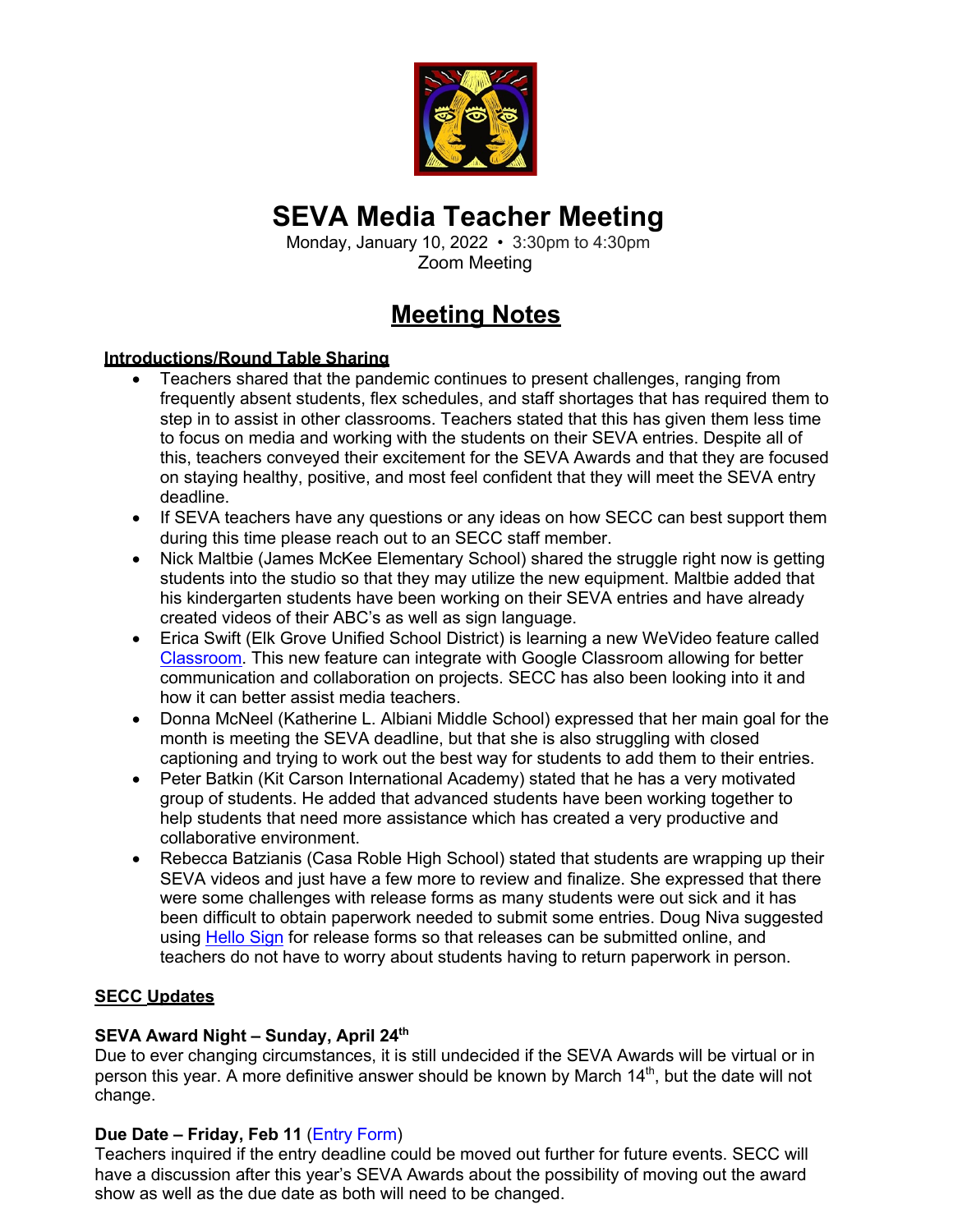# SEVA Media Teacher Meeting

Monday, January 10, 2022 • 3:30pm to 4:30pm
Zoom Meeting

## Meeting Notes

### Introductions/Round Table Sharing

- Teachers shared that the pandemic continues to present challenges, ranging from frequently absent students, flex schedules, and staff shortages that has required them to step in to assist in other classrooms. Teachers stated that this has given them less time to focus on media and working with the students on their SEVA entries. Despite all of this, teachers conveyed their excitement for the SEVA Awards and that they are focused on staying healthy, positive, and most feel confident that they will meet the SEVA entry deadline.
- If SEVA teachers have any questions or any ideas on how SECC can best support them during this time please reach out to an SECC staff member.
- Nick Maltbie (James McKee Elementary School) shared the struggle right now is getting students into the studio so that they may utilize the new equipment. Maltbie added that his kindergarten students have been working on their SEVA entries and have already created videos of their ABC's as well as sign language.
- Erica Swift (Elk Grove Unified School District) is learning a new WeVideo feature called Classroom. This new feature can integrate with Google Classroom allowing for better communication and collaboration on projects. SECC has also been looking into it and how it can better assist media teachers.
- Donna McNeel (Katherine L. Albiani Middle School) expressed that her main goal for the month is meeting the SEVA deadline, but that she is also struggling with closed captioning and trying to work out the best way for students to add them to their entries.
- Peter Batkin (Kit Carson International Academy) stated that he has a very motivated group of students. He added that advanced students have been working together to help students that need more assistance which has created a very productive and collaborative environment.
- Rebecca Batzianis (Casa Roble High School) stated that students are wrapping up their SEVA videos and just have a few more to review and finalize. She expressed that there were some challenges with release forms as many students were out sick and it has been difficult to obtain paperwork needed to submit some entries. Doug Niva suggested using Hello Sign for release forms so that releases can be submitted online, and teachers do not have to worry about students having to return paperwork in person.

### SECC Updates

**SEVA Award Night – Sunday, April 24th**

Due to ever changing circumstances, it is still undecided if the SEVA Awards will be virtual or in person this year. A more definitive answer should be known by March 14th, but the date will not change.

**Due Date – Friday, Feb 11** (Entry Form)

Teachers inquired if the entry deadline could be moved out further for future events. SECC will have a discussion after this year's SEVA Awards about the possibility of moving out the award show as well as the due date as both will need to be changed.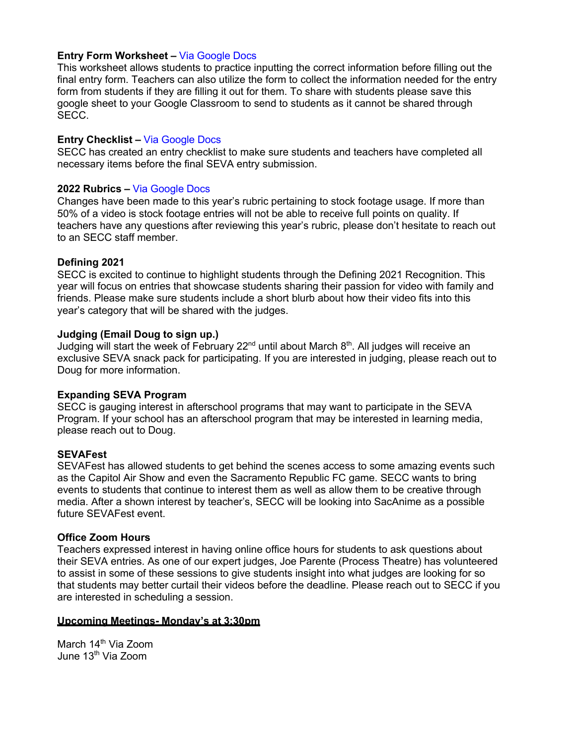**Entry Form Worksheet –** Via Google Docs
This worksheet allows students to practice inputting the correct information before filling out the final entry form. Teachers can also utilize the form to collect the information needed for the entry form from students if they are filling it out for them. To share with students please save this google sheet to your Google Classroom to send to students as it cannot be shared through SECC.

**Entry Checklist –** Via Google Docs
SECC has created an entry checklist to make sure students and teachers have completed all necessary items before the final SEVA entry submission.

**2022 Rubrics –** Via Google Docs
Changes have been made to this year's rubric pertaining to stock footage usage. If more than 50% of a video is stock footage entries will not be able to receive full points on quality. If teachers have any questions after reviewing this year's rubric, please don't hesitate to reach out to an SECC staff member.

**Defining 2021**
SECC is excited to continue to highlight students through the Defining 2021 Recognition. This year will focus on entries that showcase students sharing their passion for video with family and friends. Please make sure students include a short blurb about how their video fits into this year's category that will be shared with the judges.

**Judging (Email Doug to sign up.)**
Judging will start the week of February 22nd until about March 8th. All judges will receive an exclusive SEVA snack pack for participating. If you are interested in judging, please reach out to Doug for more information.

**Expanding SEVA Program**
SECC is gauging interest in afterschool programs that may want to participate in the SEVA Program. If your school has an afterschool program that may be interested in learning media, please reach out to Doug.

**SEVAFest**
SEVAFest has allowed students to get behind the scenes access to some amazing events such as the Capitol Air Show and even the Sacramento Republic FC game. SECC wants to bring events to students that continue to interest them as well as allow them to be creative through media. After a shown interest by teacher's, SECC will be looking into SacAnime as a possible future SEVAFest event.

**Office Zoom Hours**
Teachers expressed interest in having online office hours for students to ask questions about their SEVA entries. As one of our expert judges, Joe Parente (Process Theatre) has volunteered to assist in some of these sessions to give students insight into what judges are looking for so that students may better curtail their videos before the deadline. Please reach out to SECC if you are interested in scheduling a session.

**Upcoming Meetings- Monday's at 3:30pm**

March 14th Via Zoom
June 13th Via Zoom